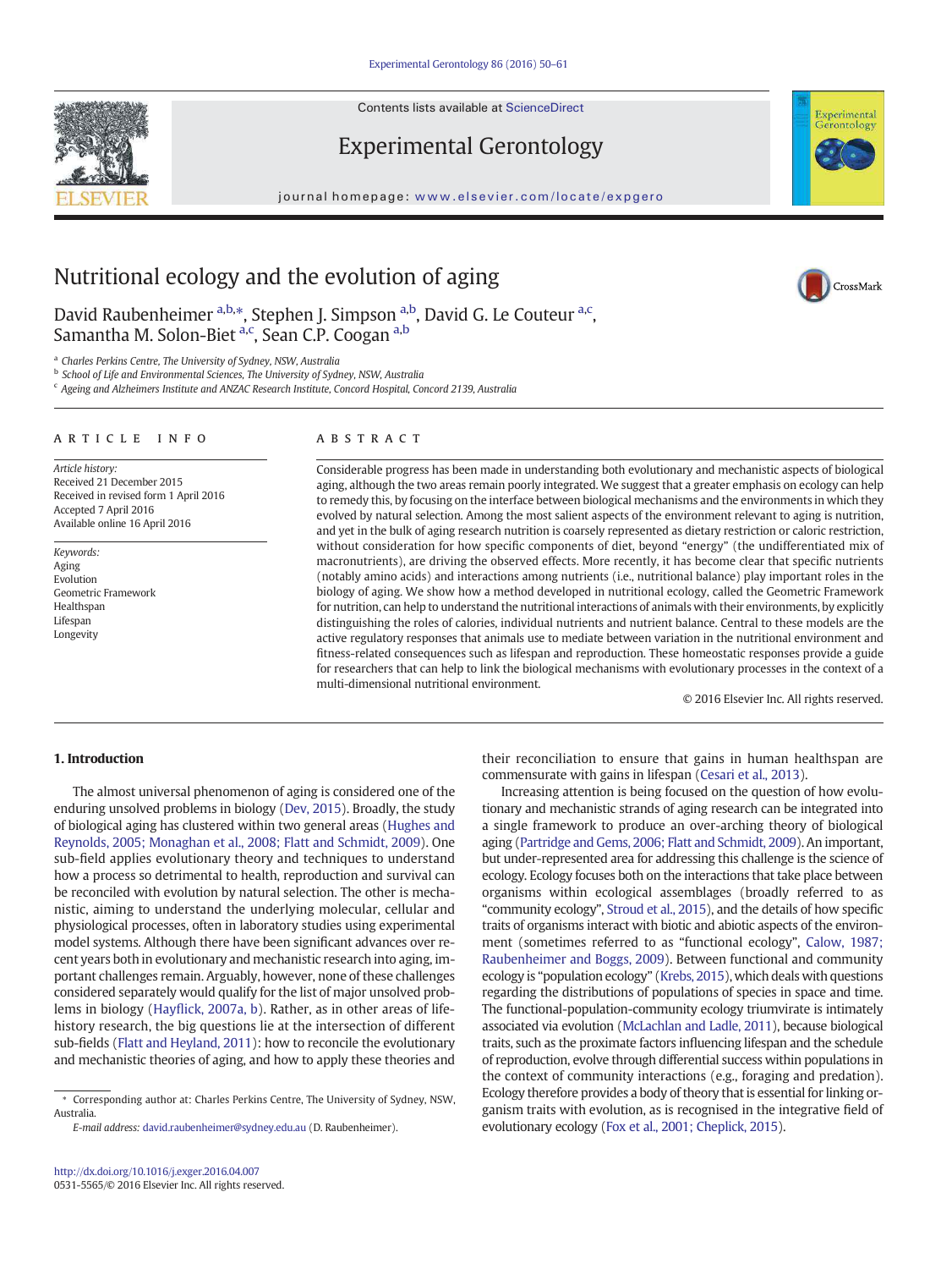# Nutritional ecology and the evolution of aging

David Raubenheimer [a,b,*], Stephen J. Simpson [a,b], David G. Le Couteur [a,c], Samantha M. Solon-Biet [a,c], Sean C.P. Coogan [a,b]

[a] Charles Perkins Centre, The University of Sydney, NSW, Australia
[b] School of Life and Environmental Sciences, The University of Sydney, NSW, Australia
[c] Ageing and Alzheimers Institute and ANZAC Research Institute, Concord Hospital, Concord 2139, Australia

## ARTICLE INFO

*Article history:*
Received 21 December 2015
Received in revised form 1 April 2016
Accepted 7 April 2016
Available online 16 April 2016

*Keywords:*
Aging
Evolution
Geometric Framework
Healthspan
Lifespan
Longevity

## ABSTRACT

Considerable progress has been made in understanding both evolutionary and mechanistic aspects of biological aging, although the two areas remain poorly integrated. We suggest that a greater emphasis on ecology can help to remedy this, by focusing on the interface between biological mechanisms and the environments in which they evolved by natural selection. Among the most salient aspects of the environment relevant to aging is nutrition, and yet in the bulk of aging research nutrition is coarsely represented as dietary restriction or caloric restriction, without consideration for how specific components of diet, beyond "energy" (the undifferentiated mix of macronutrients), are driving the observed effects. More recently, it has become clear that specific nutrients (notably amino acids) and interactions among nutrients (i.e., nutritional balance) play important roles in the biology of aging. We show how a method developed in nutritional ecology, called the Geometric Framework for nutrition, can help to understand the nutritional interactions of animals with their environments, by explicitly distinguishing the roles of calories, individual nutrients and nutrient balance. Central to these models are the active regulatory responses that animals use to mediate between variation in the nutritional environment and fitness-related consequences such as lifespan and reproduction. These homeostatic responses provide a guide for researchers that can help to link the biological mechanisms with evolutionary processes in the context of a multi-dimensional nutritional environment.

© 2016 Elsevier Inc. All rights reserved.

## 1. Introduction

The almost universal phenomenon of aging is considered one of the enduring unsolved problems in biology (Dev, 2015). Broadly, the study of biological aging has clustered within two general areas (Hughes and Reynolds, 2005; Monaghan et al., 2008; Flatt and Schmidt, 2009). One sub-field applies evolutionary theory and techniques to understand how a process so detrimental to health, reproduction and survival can be reconciled with evolution by natural selection. The other is mechanistic, aiming to understand the underlying molecular, cellular and physiological processes, often in laboratory studies using experimental model systems. Although there have been significant advances over recent years both in evolutionary and mechanistic research into aging, important challenges remain. Arguably, however, none of these challenges considered separately would qualify for the list of major unsolved problems in biology (Hayflick, 2007a, b). Rather, as in other areas of life-history research, the big questions lie at the intersection of different sub-fields (Flatt and Heyland, 2011): how to reconcile the evolutionary and mechanistic theories of aging, and how to apply these theories and their reconciliation to ensure that gains in human healthspan are commensurate with gains in lifespan (Cesari et al., 2013).

Increasing attention is being focused on the question of how evolutionary and mechanistic strands of aging research can be integrated into a single framework to produce an over-arching theory of biological aging (Partridge and Gems, 2006; Flatt and Schmidt, 2009). An important, but under-represented area for addressing this challenge is the science of ecology. Ecology focuses both on the interactions that take place between organisms within ecological assemblages (broadly referred to as "community ecology", Stroud et al., 2015), and the details of how specific traits of organisms interact with biotic and abiotic aspects of the environment (sometimes referred to as "functional ecology", Calow, 1987; Raubenheimer and Boggs, 2009). Between functional and community ecology is "population ecology" (Krebs, 2015), which deals with questions regarding the distributions of populations of species in space and time. The functional-population-community ecology triumvirate is intimately associated with evolution (McLachlan and Ladle, 2011), because biological traits, such as the proximate factors influencing lifespan and the schedule of reproduction, evolve through differential success within populations in the context of community interactions (e.g., foraging and predation). Ecology therefore provides a body of theory that is essential for linking organism traits with evolution, as is recognised in the integrative field of evolutionary ecology (Fox et al., 2001; Cheplick, 2015).

* Corresponding author at: Charles Perkins Centre, The University of Sydney, NSW, Australia.
E-mail address: david.raubenheimer@sydney.edu.au (D. Raubenheimer).

http://dx.doi.org/10.1016/j.exger.2016.04.007
0531-5565/© 2016 Elsevier Inc. All rights reserved.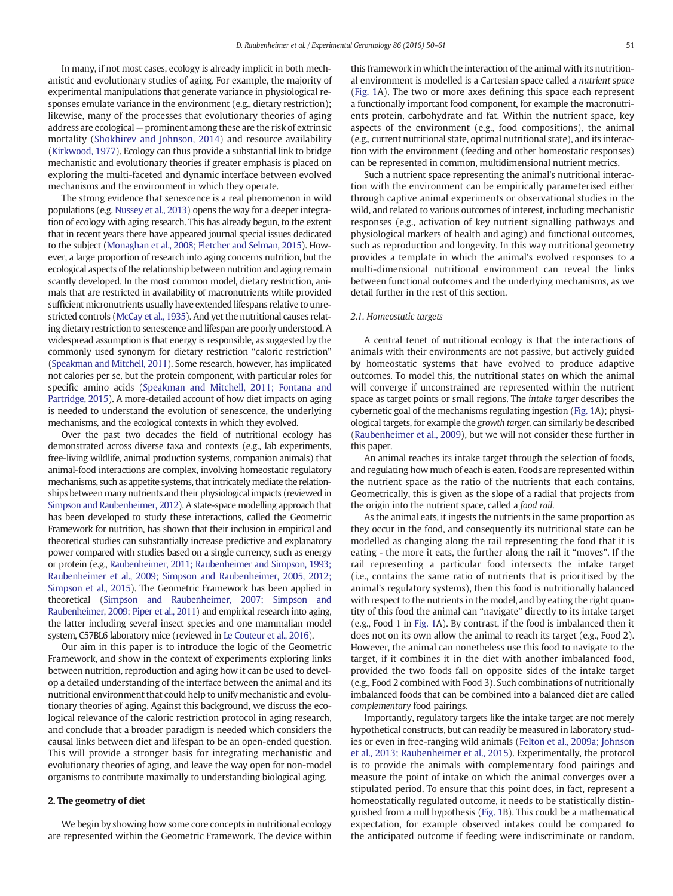In many, if not most cases, ecology is already implicit in both mechanistic and evolutionary studies of aging. For example, the majority of experimental manipulations that generate variance in physiological responses emulate variance in the environment (e.g., dietary restriction); likewise, many of the processes that evolutionary theories of aging address are ecological — prominent among these are the risk of extrinsic mortality (Shokhirev and Johnson, 2014) and resource availability (Kirkwood, 1977). Ecology can thus provide a substantial link to bridge mechanistic and evolutionary theories if greater emphasis is placed on exploring the multi-faceted and dynamic interface between evolved mechanisms and the environment in which they operate.

The strong evidence that senescence is a real phenomenon in wild populations (e.g. Nussey et al., 2013) opens the way for a deeper integration of ecology with aging research. This has already begun, to the extent that in recent years there have appeared journal special issues dedicated to the subject (Monaghan et al., 2008; Fletcher and Selman, 2015). However, a large proportion of research into aging concerns nutrition, but the ecological aspects of the relationship between nutrition and aging remain scantly developed. In the most common model, dietary restriction, animals that are restricted in availability of macronutrients while provided sufficient micronutrients usually have extended lifespans relative to unrestricted controls (McCay et al., 1935). And yet the nutritional causes relating dietary restriction to senescence and lifespan are poorly understood. A widespread assumption is that energy is responsible, as suggested by the commonly used synonym for dietary restriction "caloric restriction" (Speakman and Mitchell, 2011). Some research, however, has implicated not calories per se, but the protein component, with particular roles for specific amino acids (Speakman and Mitchell, 2011; Fontana and Partridge, 2015). A more-detailed account of how diet impacts on aging is needed to understand the evolution of senescence, the underlying mechanisms, and the ecological contexts in which they evolved.

Over the past two decades the field of nutritional ecology has demonstrated across diverse taxa and contexts (e.g., lab experiments, free-living wildlife, animal production systems, companion animals) that animal-food interactions are complex, involving homeostatic regulatory mechanisms, such as appetite systems, that intricately mediate the relationships between many nutrients and their physiological impacts (reviewed in Simpson and Raubenheimer, 2012). A state-space modelling approach that has been developed to study these interactions, called the Geometric Framework for nutrition, has shown that their inclusion in empirical and theoretical studies can substantially increase predictive and explanatory power compared with studies based on a single currency, such as energy or protein (e.g., Raubenheimer, 2011; Raubenheimer and Simpson, 1993; Raubenheimer et al., 2009; Simpson and Raubenheimer, 2005, 2012; Simpson et al., 2015). The Geometric Framework has been applied in theoretical (Simpson and Raubenheimer, 2007; Simpson and Raubenheimer, 2009; Piper et al., 2011) and empirical research into aging, the latter including several insect species and one mammalian model system, C57BL6 laboratory mice (reviewed in Le Couteur et al., 2016).

Our aim in this paper is to introduce the logic of the Geometric Framework, and show in the context of experiments exploring links between nutrition, reproduction and aging how it can be used to develop a detailed understanding of the interface between the animal and its nutritional environment that could help to unify mechanistic and evolutionary theories of aging. Against this background, we discuss the ecological relevance of the caloric restriction protocol in aging research, and conclude that a broader paradigm is needed which considers the causal links between diet and lifespan to be an open-ended question. This will provide a stronger basis for integrating mechanistic and evolutionary theories of aging, and leave the way open for non-model organisms to contribute maximally to understanding biological aging.

## 2. The geometry of diet

We begin by showing how some core concepts in nutritional ecology are represented within the Geometric Framework. The device within this framework in which the interaction of the animal with its nutritional environment is modelled is a Cartesian space called a *nutrient space* (Fig. 1A). The two or more axes defining this space each represent a functionally important food component, for example the macronutrients protein, carbohydrate and fat. Within the nutrient space, key aspects of the environment (e.g., food compositions), the animal (e.g., current nutritional state, optimal nutritional state), and its interaction with the environment (feeding and other homeostatic responses) can be represented in common, multidimensional nutrient metrics.

Such a nutrient space representing the animal's nutritional interaction with the environment can be empirically parameterised either through captive animal experiments or observational studies in the wild, and related to various outcomes of interest, including mechanistic responses (e.g., activation of key nutrient signalling pathways and physiological markers of health and aging) and functional outcomes, such as reproduction and longevity. In this way nutritional geometry provides a template in which the animal's evolved responses to a multi-dimensional nutritional environment can reveal the links between functional outcomes and the underlying mechanisms, as we detail further in the rest of this section.

### 2.1. Homeostatic targets

A central tenet of nutritional ecology is that the interactions of animals with their environments are not passive, but actively guided by homeostatic systems that have evolved to produce adaptive outcomes. To model this, the nutritional states on which the animal will converge if unconstrained are represented within the nutrient space as target points or small regions. The *intake target* describes the cybernetic goal of the mechanisms regulating ingestion (Fig. 1A); physiological targets, for example the *growth target*, can similarly be described (Raubenheimer et al., 2009), but we will not consider these further in this paper.

An animal reaches its intake target through the selection of foods, and regulating how much of each is eaten. Foods are represented within the nutrient space as the ratio of the nutrients that each contains. Geometrically, this is given as the slope of a radial that projects from the origin into the nutrient space, called a *food rail*.

As the animal eats, it ingests the nutrients in the same proportion as they occur in the food, and consequently its nutritional state can be modelled as changing along the rail representing the food that it is eating - the more it eats, the further along the rail it "moves". If the rail representing a particular food intersects the intake target (i.e., contains the same ratio of nutrients that is prioritised by the animal's regulatory systems), then this food is nutritionally balanced with respect to the nutrients in the model, and by eating the right quantity of this food the animal can "navigate" directly to its intake target (e.g., Food 1 in Fig. 1A). By contrast, if the food is imbalanced then it does not on its own allow the animal to reach its target (e.g., Food 2). However, the animal can nonetheless use this food to navigate to the target, if it combines it in the diet with another imbalanced food, provided the two foods fall on opposite sides of the intake target (e.g., Food 2 combined with Food 3). Such combinations of nutritionally imbalanced foods that can be combined into a balanced diet are called *complementary* food pairings.

Importantly, regulatory targets like the intake target are not merely hypothetical constructs, but can readily be measured in laboratory studies or even in free-ranging wild animals (Felton et al., 2009a; Johnson et al., 2013; Raubenheimer et al., 2015). Experimentally, the protocol is to provide the animals with complementary food pairings and measure the point of intake on which the animal converges over a stipulated period. To ensure that this point does, in fact, represent a homeostatically regulated outcome, it needs to be statistically distinguished from a null hypothesis (Fig. 1B). This could be a mathematical expectation, for example observed intakes could be compared to the anticipated outcome if feeding were indiscriminate or random.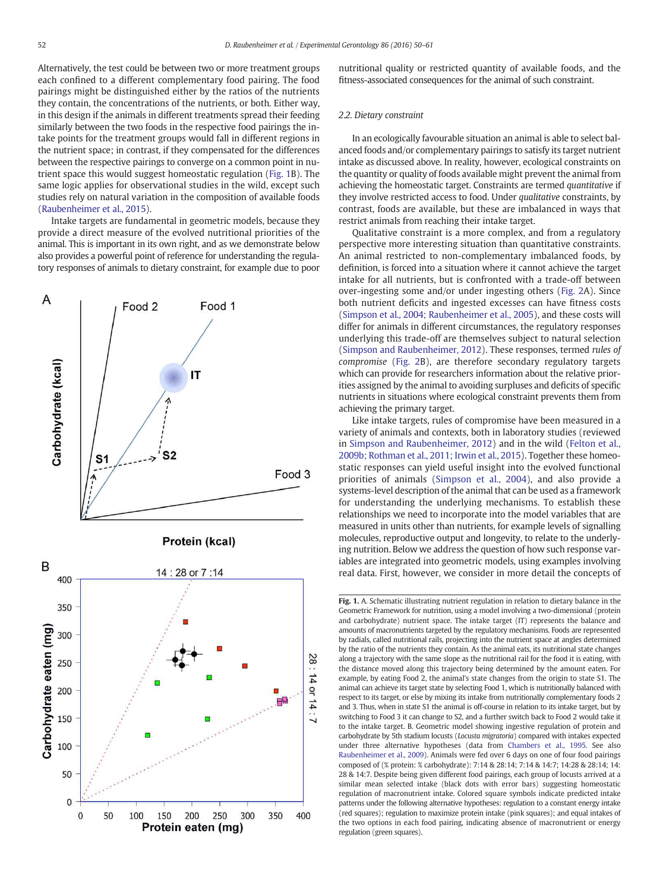Alternatively, the test could be between two or more treatment groups each confined to a different complementary food pairing. The food pairings might be distinguished either by the ratios of the nutrients they contain, the concentrations of the nutrients, or both. Either way, in this design if the animals in different treatments spread their feeding similarly between the two foods in the respective food pairings the intake points for the treatment groups would fall in different regions in the nutrient space; in contrast, if they compensated for the differences between the respective pairings to converge on a common point in nutrient space this would suggest homeostatic regulation (Fig. 1B). The same logic applies for observational studies in the wild, except such studies rely on natural variation in the composition of available foods (Raubenheimer et al., 2015).

Intake targets are fundamental in geometric models, because they provide a direct measure of the evolved nutritional priorities of the animal. This is important in its own right, and as we demonstrate below also provides a powerful point of reference for understanding the regulatory responses of animals to dietary constraint, for example due to poor nutritional quality or restricted quantity of available foods, and the fitness-associated consequences for the animal of such constraint.

### 2.2. Dietary constraint

In an ecologically favourable situation an animal is able to select balanced foods and/or complementary pairings to satisfy its target nutrient intake as discussed above. In reality, however, ecological constraints on the quantity or quality of foods available might prevent the animal from achieving the homeostatic target. Constraints are termed *quantitative* if they involve restricted access to food. Under *qualitative* constraints, by contrast, foods are available, but these are imbalanced in ways that restrict animals from reaching their intake target.

Qualitative constraint is a more complex, and from a regulatory perspective more interesting situation than quantitative constraints. An animal restricted to non-complementary imbalanced foods, by definition, is forced into a situation where it cannot achieve the target intake for all nutrients, but is confronted with a trade-off between over-ingesting some and/or under ingesting others (Fig. 2A). Since both nutrient deficits and ingested excesses can have fitness costs (Simpson et al., 2004; Raubenheimer et al., 2005), and these costs will differ for animals in different circumstances, the regulatory responses underlying this trade-off are themselves subject to natural selection (Simpson and Raubenheimer, 2012). These responses, termed *rules of compromise* (Fig. 2B), are therefore secondary regulatory targets which can provide for researchers information about the relative priorities assigned by the animal to avoiding surpluses and deficits of specific nutrients in situations where ecological constraint prevents them from achieving the primary target.

Like intake targets, rules of compromise have been measured in a variety of animals and contexts, both in laboratory studies (reviewed in Simpson and Raubenheimer, 2012) and in the wild (Felton et al., 2009b; Rothman et al., 2011; Irwin et al., 2015). Together these homeostatic responses can yield useful insight into the evolved functional priorities of animals (Simpson et al., 2004), and also provide a systems-level description of the animal that can be used as a framework for understanding the underlying mechanisms. To establish these relationships we need to incorporate into the model variables that are measured in units other than nutrients, for example levels of signalling molecules, reproductive output and longevity, to relate to the underlying nutrition. Below we address the question of how such response variables are integrated into geometric models, using examples involving real data. First, however, we consider in more detail the concepts of

**Fig. 1.** A. Schematic illustrating nutrient regulation in relation to dietary balance in the Geometric Framework for nutrition, using a model involving a two-dimensional (protein and carbohydrate) nutrient space. The intake target (IT) represents the balance and amounts of macronutrients targeted by the regulatory mechanisms. Foods are represented by radials, called nutritional rails, projecting into the nutrient space at angles determined by the ratio of the nutrients they contain. As the animal eats, its nutritional state changes along a trajectory with the same slope as the nutritional rail for the food it is eating, with the distance moved along this trajectory being determined by the amount eaten. For example, by eating Food 2, the animal's state changes from the origin to state S1. The animal can achieve its target state by selecting Food 1, which is nutritionally balanced with respect to its target, or else by mixing its intake from nutritionally complementary foods 2 and 3. Thus, when in state S1 the animal is off-course in relation to its intake target, but by switching to Food 3 it can change to S2, and a further switch back to Food 2 would take it to the intake target. B. Geometric model showing ingestive regulation of protein and carbohydrate by 5th stadium locusts (*Locusta migratoria*) compared with intakes expected under three alternative hypotheses (data from Chambers et al., 1995. See also Raubenheimer et al., 2009). Animals were fed over 6 days on one of four food pairings composed of (% protein: % carbohydrate): 7:14 & 28:14; 7:14 & 14:7; 14:28 & 28:14; 14:28 & 14:7. Despite being given different food pairings, each group of locusts arrived at a similar mean selected intake (black dots with error bars) suggesting homeostatic regulation of macronutrient intake. Colored square symbols indicate predicted intake patterns under the following alternative hypotheses: regulation to a constant energy intake (red squares); regulation to maximize protein intake (pink squares); and equal intakes of the two options in each food pairing, indicating absence of macronutrient or energy regulation (green squares).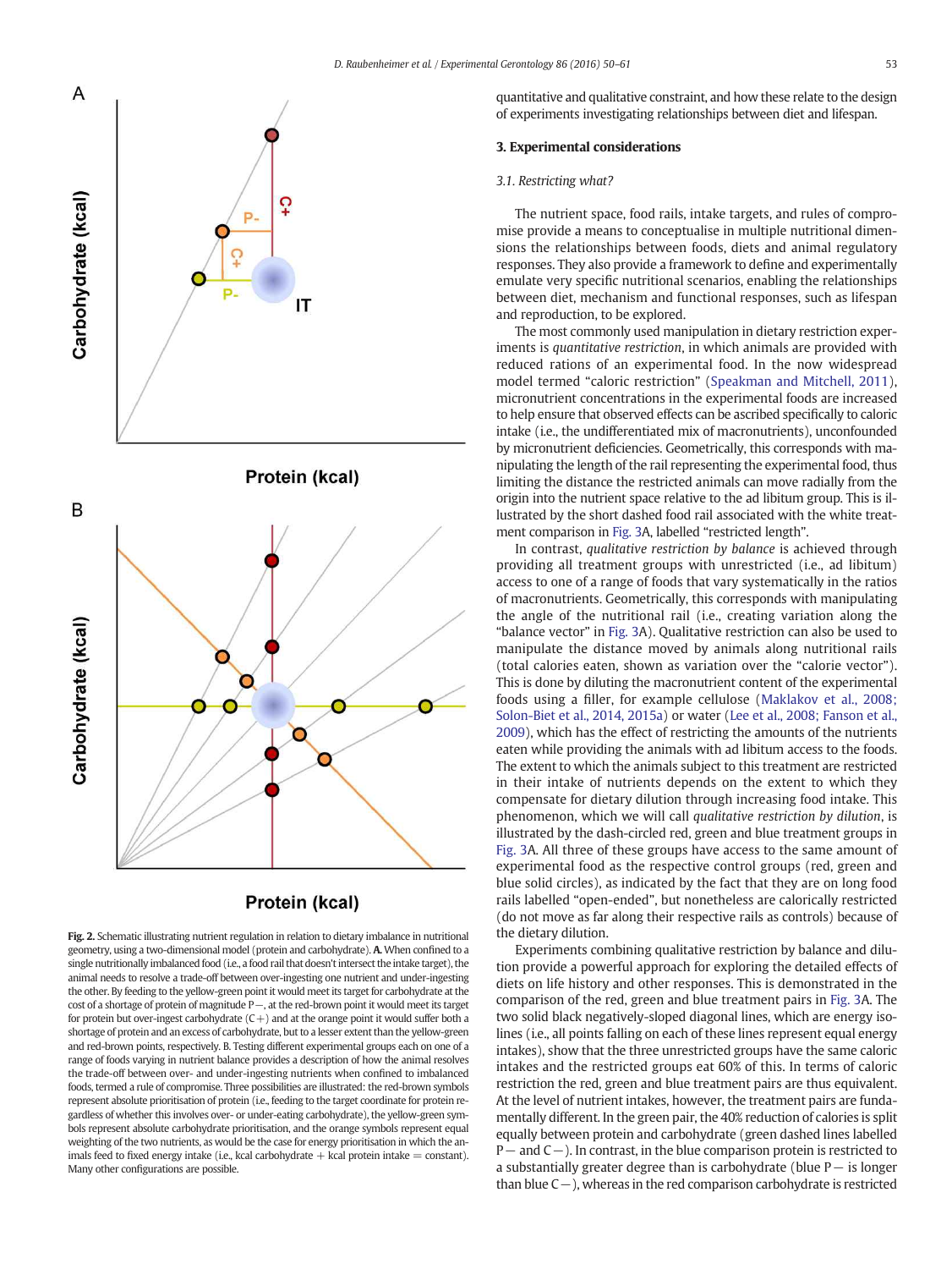**Fig. 2.** Schematic illustrating nutrient regulation in relation to dietary imbalance in nutritional geometry, using a two-dimensional model (protein and carbohydrate). **A.** When confined to a single nutritionally imbalanced food (i.e., a food rail that doesn't intersect the intake target), the animal needs to resolve a trade-off between over-ingesting one nutrient and under-ingesting the other. By feeding to the yellow-green point it would meet its target for carbohydrate at the cost of a shortage of protein of magnitude P−, at the red-brown point it would meet its target for protein but over-ingest carbohydrate (C+) and at the orange point it would suffer both a shortage of protein and an excess of carbohydrate, but to a lesser extent than the yellow-green and red-brown points, respectively. B. Testing different experimental groups each on one of a range of foods varying in nutrient balance provides a description of how the animal resolves the trade-off between over- and under-ingesting nutrients when confined to imbalanced foods, termed a rule of compromise. Three possibilities are illustrated: the red-brown symbols represent absolute prioritisation of protein (i.e., feeding to the target coordinate for protein regardless of whether this involves over- or under-eating carbohydrate), the yellow-green symbols represent absolute carbohydrate prioritisation, and the orange symbols represent equal weighting of the two nutrients, as would be the case for energy prioritisation in which the animals feed to fixed energy intake (i.e., kcal carbohydrate + kcal protein intake = constant). Many other configurations are possible.

quantitative and qualitative constraint, and how these relate to the design of experiments investigating relationships between diet and lifespan.

## 3. Experimental considerations

### 3.1. Restricting what?

The nutrient space, food rails, intake targets, and rules of compromise provide a means to conceptualise in multiple nutritional dimensions the relationships between foods, diets and animal regulatory responses. They also provide a framework to define and experimentally emulate very specific nutritional scenarios, enabling the relationships between diet, mechanism and functional responses, such as lifespan and reproduction, to be explored.

The most commonly used manipulation in dietary restriction experiments is *quantitative restriction*, in which animals are provided with reduced rations of an experimental food. In the now widespread model termed "caloric restriction" (Speakman and Mitchell, 2011), micronutrient concentrations in the experimental foods are increased to help ensure that observed effects can be ascribed specifically to caloric intake (i.e., the undifferentiated mix of macronutrients), unconfounded by micronutrient deficiencies. Geometrically, this corresponds with manipulating the length of the rail representing the experimental food, thus limiting the distance the restricted animals can move radially from the origin into the nutrient space relative to the ad libitum group. This is illustrated by the short dashed food rail associated with the white treatment comparison in Fig. 3A, labelled "restricted length".

In contrast, *qualitative restriction by balance* is achieved through providing all treatment groups with unrestricted (i.e., ad libitum) access to one of a range of foods that vary systematically in the ratios of macronutrients. Geometrically, this corresponds with manipulating the angle of the nutritional rail (i.e., creating variation along the "balance vector" in Fig. 3A). Qualitative restriction can also be used to manipulate the distance moved by animals along nutritional rails (total calories eaten, shown as variation over the "calorie vector"). This is done by diluting the macronutrient content of the experimental foods using a filler, for example cellulose (Maklakov et al., 2008; Solon-Biet et al., 2014, 2015a) or water (Lee et al., 2008; Fanson et al., 2009), which has the effect of restricting the amounts of the nutrients eaten while providing the animals with ad libitum access to the foods. The extent to which the animals subject to this treatment are restricted in their intake of nutrients depends on the extent to which they compensate for dietary dilution through increasing food intake. This phenomenon, which we will call *qualitative restriction by dilution*, is illustrated by the dash-circled red, green and blue treatment groups in Fig. 3A. All three of these groups have access to the same amount of experimental food as the respective control groups (red, green and blue solid circles), as indicated by the fact that they are on long food rails labelled "open-ended", but nonetheless are calorically restricted (do not move as far along their respective rails as controls) because of the dietary dilution.

Experiments combining qualitative restriction by balance and dilution provide a powerful approach for exploring the detailed effects of diets on life history and other responses. This is demonstrated in the comparison of the red, green and blue treatment pairs in Fig. 3A. The two solid black negatively-sloped diagonal lines, which are energy isolines (i.e., all points falling on each of these lines represent equal energy intakes), show that the three unrestricted groups have the same caloric intakes and the restricted groups eat 60% of this. In terms of caloric restriction the red, green and blue treatment pairs are thus equivalent. At the level of nutrient intakes, however, the treatment pairs are fundamentally different. In the green pair, the 40% reduction of calories is split equally between protein and carbohydrate (green dashed lines labelled P− and C−). In contrast, in the blue comparison protein is restricted to a substantially greater degree than is carbohydrate (blue P− is longer than blue C−), whereas in the red comparison carbohydrate is restricted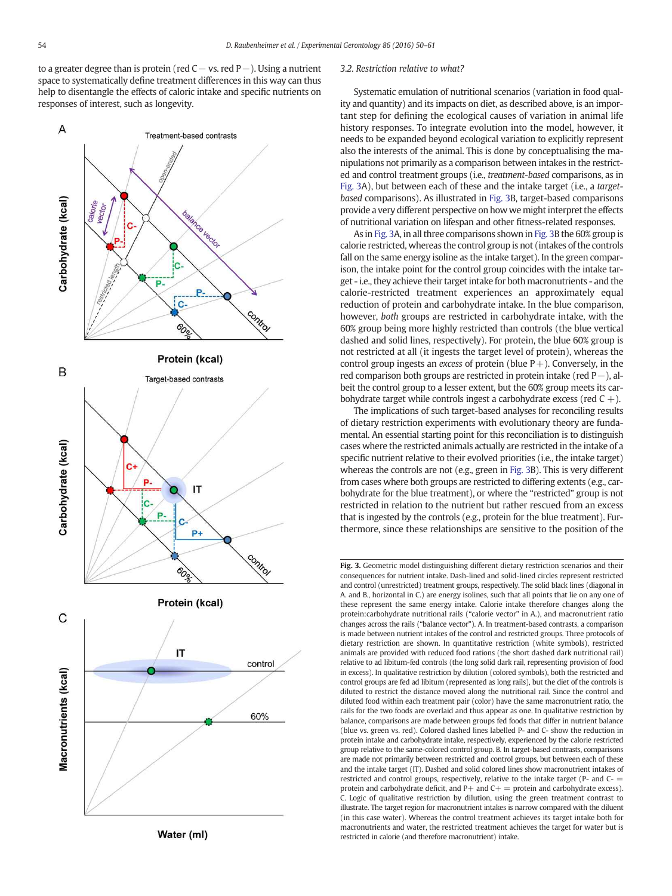to a greater degree than is protein (red C− vs. red P−). Using a nutrient space to systematically define treatment differences in this way can thus help to disentangle the effects of caloric intake and specific nutrients on responses of interest, such as longevity.

### 3.2. Restriction relative to what?

Systematic emulation of nutritional scenarios (variation in food quality and quantity) and its impacts on diet, as described above, is an important step for defining the ecological causes of variation in animal life history responses. To integrate evolution into the model, however, it needs to be expanded beyond ecological variation to explicitly represent also the interests of the animal. This is done by conceptualising the manipulations not primarily as a comparison between intakes in the restricted and control treatment groups (i.e., *treatment-based* comparisons, as in Fig. 3A), but between each of these and the intake target (i.e., a *target-based* comparisons). As illustrated in Fig. 3B, target-based comparisons provide a very different perspective on how we might interpret the effects of nutritional variation on lifespan and other fitness-related responses.

As in Fig. 3A, in all three comparisons shown in Fig. 3B the 60% group is calorie restricted, whereas the control group is not (intakes of the controls fall on the same energy isoline as the intake target). In the green comparison, the intake point for the control group coincides with the intake target - i.e., they achieve their target intake for both macronutrients - and the calorie-restricted treatment experiences an approximately equal reduction of protein and carbohydrate intake. In the blue comparison, however, *both* groups are restricted in carbohydrate intake, with the 60% group being more highly restricted than controls (the blue vertical dashed and solid lines, respectively). For protein, the blue 60% group is not restricted at all (it ingests the target level of protein), whereas the control group ingests an *excess* of protein (blue P+). Conversely, in the red comparison both groups are restricted in protein intake (red P−), albeit the control group to a lesser extent, but the 60% group meets its carbohydrate target while controls ingest a carbohydrate excess (red C +).

The implications of such target-based analyses for reconciling results of dietary restriction experiments with evolutionary theory are fundamental. An essential starting point for this reconciliation is to distinguish cases where the restricted animals actually are restricted in the intake of a specific nutrient relative to their evolved priorities (i.e., the intake target) whereas the controls are not (e.g., green in Fig. 3B). This is very different from cases where both groups are restricted to differing extents (e.g., carbohydrate for the blue treatment), or where the "restricted" group is not restricted in relation to the nutrient but rather rescued from an excess that is ingested by the controls (e.g., protein for the blue treatment). Furthermore, since these relationships are sensitive to the position of the

**Fig. 3.** Geometric model distinguishing different dietary restriction scenarios and their consequences for nutrient intake. Dash-lined and solid-lined circles represent restricted and control (unrestricted) treatment groups, respectively. The solid black lines (diagonal in A. and B., horizontal in C.) are energy isolines, such that all points that lie on any one of these represent the same energy intake. Calorie intake therefore changes along the protein:carbohydrate nutritional rails ("calorie vector" in A.), and macronutrient ratio changes across the rails ("balance vector"). A. In treatment-based contrasts, a comparison is made between nutrient intakes of the control and restricted groups. Three protocols of dietary restriction are shown. In quantitative restriction (white symbols), restricted animals are provided with reduced food rations (the short dashed dark nutritional rail) relative to ad libitum-fed controls (the long solid dark rail, representing provision of food in excess). In qualitative restriction by dilution (colored symbols), both the restricted and control groups are fed ad libitum (represented as long rails), but the diet of the controls is diluted to restrict the distance moved along the nutritional rail. Since the control and diluted food within each treatment pair (color) have the same macronutrient ratio, the rails for the two foods are overlaid and thus appear as one. In qualitative restriction by balance, comparisons are made between groups fed foods that differ in nutrient balance (blue vs. green vs. red). Colored dashed lines labelled P- and C- show the reduction in protein intake and carbohydrate intake, respectively, experienced by the calorie restricted group relative to the same-colored control group. B. In target-based contrasts, comparisons are made not primarily between restricted and control groups, but between each of these and the intake target (IT). Dashed and solid colored lines show macronutrient intakes of restricted and control groups, respectively, relative to the intake target (P- and C- = protein and carbohydrate deficit, and P+ and C+ = protein and carbohydrate excess). C. Logic of qualitative restriction by dilution, using the green treatment contrast to illustrate. The target region for macronutrient intakes is narrow compared with the diluent (in this case water). Whereas the control treatment achieves its target intake both for macronutrients and water, the restricted treatment achieves the target for water but is restricted in calorie (and therefore macronutrient) intake.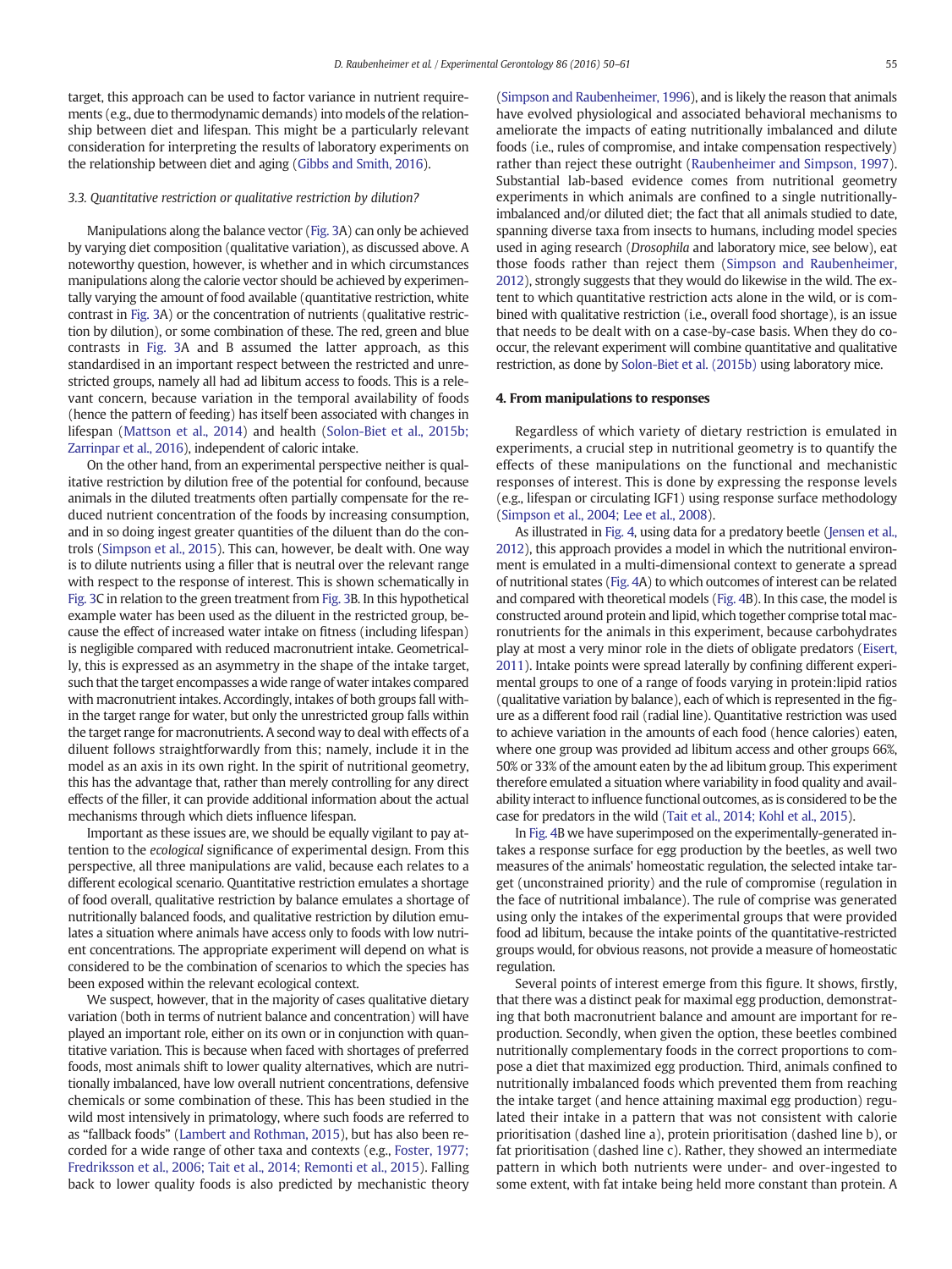target, this approach can be used to factor variance in nutrient requirements (e.g., due to thermodynamic demands) into models of the relationship between diet and lifespan. This might be a particularly relevant consideration for interpreting the results of laboratory experiments on the relationship between diet and aging (Gibbs and Smith, 2016).

### 3.3. Quantitative restriction or qualitative restriction by dilution?

Manipulations along the balance vector (Fig. 3A) can only be achieved by varying diet composition (qualitative variation), as discussed above. A noteworthy question, however, is whether and in which circumstances manipulations along the calorie vector should be achieved by experimentally varying the amount of food available (quantitative restriction, white contrast in Fig. 3A) or the concentration of nutrients (qualitative restriction by dilution), or some combination of these. The red, green and blue contrasts in Fig. 3A and B assumed the latter approach, as this standardised in an important respect between the restricted and unrestricted groups, namely all had ad libitum access to foods. This is a relevant concern, because variation in the temporal availability of foods (hence the pattern of feeding) has itself been associated with changes in lifespan (Mattson et al., 2014) and health (Solon-Biet et al., 2015b; Zarrinpar et al., 2016), independent of caloric intake.

On the other hand, from an experimental perspective neither is qualitative restriction by dilution free of the potential for confound, because animals in the diluted treatments often partially compensate for the reduced nutrient concentration of the foods by increasing consumption, and in so doing ingest greater quantities of the diluent than do the controls (Simpson et al., 2015). This can, however, be dealt with. One way is to dilute nutrients using a filler that is neutral over the relevant range with respect to the response of interest. This is shown schematically in Fig. 3C in relation to the green treatment from Fig. 3B. In this hypothetical example water has been used as the diluent in the restricted group, because the effect of increased water intake on fitness (including lifespan) is negligible compared with reduced macronutrient intake. Geometrically, this is expressed as an asymmetry in the shape of the intake target, such that the target encompasses a wide range of water intakes compared with macronutrient intakes. Accordingly, intakes of both groups fall within the target range for water, but only the unrestricted group falls within the target range for macronutrients. A second way to deal with effects of a diluent follows straightforwardly from this; namely, include it in the model as an axis in its own right. In the spirit of nutritional geometry, this has the advantage that, rather than merely controlling for any direct effects of the filler, it can provide additional information about the actual mechanisms through which diets influence lifespan.

Important as these issues are, we should be equally vigilant to pay attention to the *ecological* significance of experimental design. From this perspective, all three manipulations are valid, because each relates to a different ecological scenario. Quantitative restriction emulates a shortage of food overall, qualitative restriction by balance emulates a shortage of nutritionally balanced foods, and qualitative restriction by dilution emulates a situation where animals have access only to foods with low nutrient concentrations. The appropriate experiment will depend on what is considered to be the combination of scenarios to which the species has been exposed within the relevant ecological context.

We suspect, however, that in the majority of cases qualitative dietary variation (both in terms of nutrient balance and concentration) will have played an important role, either on its own or in conjunction with quantitative variation. This is because when faced with shortages of preferred foods, most animals shift to lower quality alternatives, which are nutritionally imbalanced, have low overall nutrient concentrations, defensive chemicals or some combination of these. This has been studied in the wild most intensively in primatology, where such foods are referred to as "fallback foods" (Lambert and Rothman, 2015), but has also been recorded for a wide range of other taxa and contexts (e.g., Foster, 1977; Fredriksson et al., 2006; Tait et al., 2014; Remonti et al., 2015). Falling back to lower quality foods is also predicted by mechanistic theory (Simpson and Raubenheimer, 1996), and is likely the reason that animals have evolved physiological and associated behavioral mechanisms to ameliorate the impacts of eating nutritionally imbalanced and dilute foods (i.e., rules of compromise, and intake compensation respectively) rather than reject these outright (Raubenheimer and Simpson, 1997). Substantial lab-based evidence comes from nutritional geometry experiments in which animals are confined to a single nutritionally-imbalanced and/or diluted diet; the fact that all animals studied to date, spanning diverse taxa from insects to humans, including model species used in aging research (*Drosophila* and laboratory mice, see below), eat those foods rather than reject them (Simpson and Raubenheimer, 2012), strongly suggests that they would do likewise in the wild. The extent to which quantitative restriction acts alone in the wild, or is combined with qualitative restriction (i.e., overall food shortage), is an issue that needs to be dealt with on a case-by-case basis. When they do co-occur, the relevant experiment will combine quantitative and qualitative restriction, as done by Solon-Biet et al. (2015b) using laboratory mice.

## 4. From manipulations to responses

Regardless of which variety of dietary restriction is emulated in experiments, a crucial step in nutritional geometry is to quantify the effects of these manipulations on the functional and mechanistic responses of interest. This is done by expressing the response levels (e.g., lifespan or circulating IGF1) using response surface methodology (Simpson et al., 2004; Lee et al., 2008).

As illustrated in Fig. 4, using data for a predatory beetle (Jensen et al., 2012), this approach provides a model in which the nutritional environment is emulated in a multi-dimensional context to generate a spread of nutritional states (Fig. 4A) to which outcomes of interest can be related and compared with theoretical models (Fig. 4B). In this case, the model is constructed around protein and lipid, which together comprise total macronutrients for the animals in this experiment, because carbohydrates play at most a very minor role in the diets of obligate predators (Eisert, 2011). Intake points were spread laterally by confining different experimental groups to one of a range of foods varying in protein:lipid ratios (qualitative variation by balance), each of which is represented in the figure as a different food rail (radial line). Quantitative restriction was used to achieve variation in the amounts of each food (hence calories) eaten, where one group was provided ad libitum access and other groups 66%, 50% or 33% of the amount eaten by the ad libitum group. This experiment therefore emulated a situation where variability in food quality and availability interact to influence functional outcomes, as is considered to be the case for predators in the wild (Tait et al., 2014; Kohl et al., 2015).

In Fig. 4B we have superimposed on the experimentally-generated intakes a response surface for egg production by the beetles, as well two measures of the animals' homeostatic regulation, the selected intake target (unconstrained priority) and the rule of compromise (regulation in the face of nutritional imbalance). The rule of comprise was generated using only the intakes of the experimental groups that were provided food ad libitum, because the intake points of the quantitative-restricted groups would, for obvious reasons, not provide a measure of homeostatic regulation.

Several points of interest emerge from this figure. It shows, firstly, that there was a distinct peak for maximal egg production, demonstrating that both macronutrient balance and amount are important for reproduction. Secondly, when given the option, these beetles combined nutritionally complementary foods in the correct proportions to compose a diet that maximized egg production. Third, animals confined to nutritionally imbalanced foods which prevented them from reaching the intake target (and hence attaining maximal egg production) regulated their intake in a pattern that was not consistent with calorie prioritisation (dashed line a), protein prioritisation (dashed line b), or fat prioritisation (dashed line c). Rather, they showed an intermediate pattern in which both nutrients were under- and over-ingested to some extent, with fat intake being held more constant than protein. A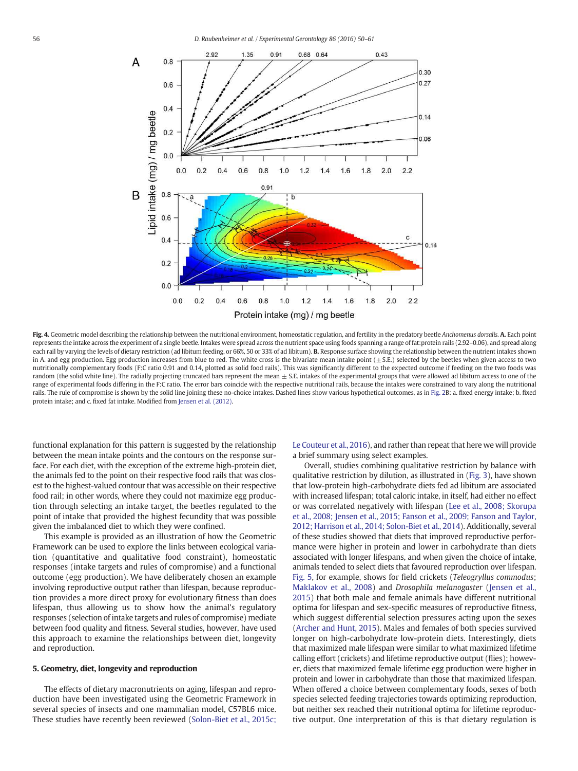**Fig. 4.** Geometric model describing the relationship between the nutritional environment, homeostatic regulation, and fertility in the predatory beetle *Anchomenus dorsalis*. **A.** Each point represents the intake across the experiment of a single beetle. Intakes were spread across the nutrient space using foods spanning a range of fat:protein rails (2.92–0.06), and spread along each rail by varying the levels of dietary restriction (ad libitum feeding, or 66%, 50 or 33% of ad libitum). **B.** Response surface showing the relationship between the nutrient intakes shown in A. and egg production. Egg production increases from blue to red. The white cross is the bivariate mean intake point (±S.E.) selected by the beetles when given access to two nutritionally complementary foods (F:C ratio 0.91 and 0.14, plotted as solid food rails). This was significantly different to the expected outcome if feeding on the two foods was random (the solid white line). The radially projecting truncated bars represent the mean ± S.E. intakes of the experimental groups that were allowed ad libitum access to one of the range of experimental foods differing in the F:C ratio. The error bars coincide with the respective nutritional rails, because the intakes were constrained to vary along the nutritional rails. The rule of compromise is shown by the solid line joining these no-choice intakes. Dashed lines show various hypothetical outcomes, as in Fig. 2B: a. fixed energy intake; b. fixed protein intake; and c. fixed fat intake. Modified from Jensen et al. (2012).

functional explanation for this pattern is suggested by the relationship between the mean intake points and the contours on the response surface. For each diet, with the exception of the extreme high-protein diet, the animals fed to the point on their respective food rails that was closest to the highest-valued contour that was accessible on their respective food rail; in other words, where they could not maximize egg production through selecting an intake target, the beetles regulated to the point of intake that provided the highest fecundity that was possible given the imbalanced diet to which they were confined.

This example is provided as an illustration of how the Geometric Framework can be used to explore the links between ecological variation (quantitative and qualitative food constraint), homeostatic responses (intake targets and rules of compromise) and a functional outcome (egg production). We have deliberately chosen an example involving reproductive output rather than lifespan, because reproduction provides a more direct proxy for evolutionary fitness than does lifespan, thus allowing us to show how the animal's regulatory responses (selection of intake targets and rules of compromise) mediate between food quality and fitness. Several studies, however, have used this approach to examine the relationships between diet, longevity and reproduction.

## 5. Geometry, diet, longevity and reproduction

The effects of dietary macronutrients on aging, lifespan and reproduction have been investigated using the Geometric Framework in several species of insects and one mammalian model, C57BL6 mice. These studies have recently been reviewed (Solon-Biet et al., 2015c; Le Couteur et al., 2016), and rather than repeat that here we will provide a brief summary using select examples.

Overall, studies combining qualitative restriction by balance with qualitative restriction by dilution, as illustrated in (Fig. 3), have shown that low-protein high-carbohydrate diets fed ad libitum are associated with increased lifespan; total caloric intake, in itself, had either no effect or was correlated negatively with lifespan (Lee et al., 2008; Skorupa et al., 2008; Jensen et al., 2015; Fanson et al., 2009; Fanson and Taylor, 2012; Harrison et al., 2014; Solon-Biet et al., 2014). Additionally, several of these studies showed that diets that improved reproductive performance were higher in protein and lower in carbohydrate than diets associated with longer lifespans, and when given the choice of intake, animals tended to select diets that favoured reproduction over lifespan. Fig. 5, for example, shows for field crickets (*Teleogryllus commodus*; Maklakov et al., 2008) and *Drosophila melanogaster* (Jensen et al., 2015) that both male and female animals have different nutritional optima for lifespan and sex-specific measures of reproductive fitness, which suggest differential selection pressures acting upon the sexes (Archer and Hunt, 2015). Males and females of both species survived longer on high-carbohydrate low-protein diets. Interestingly, diets that maximized male lifespan were similar to what maximized lifetime calling effort (crickets) and lifetime reproductive output (flies); however, diets that maximized female lifetime egg production were higher in protein and lower in carbohydrate than those that maximized lifespan. When offered a choice between complementary foods, sexes of both species selected feeding trajectories towards optimizing reproduction, but neither sex reached their nutritional optima for lifetime reproductive output. One interpretation of this is that dietary regulation is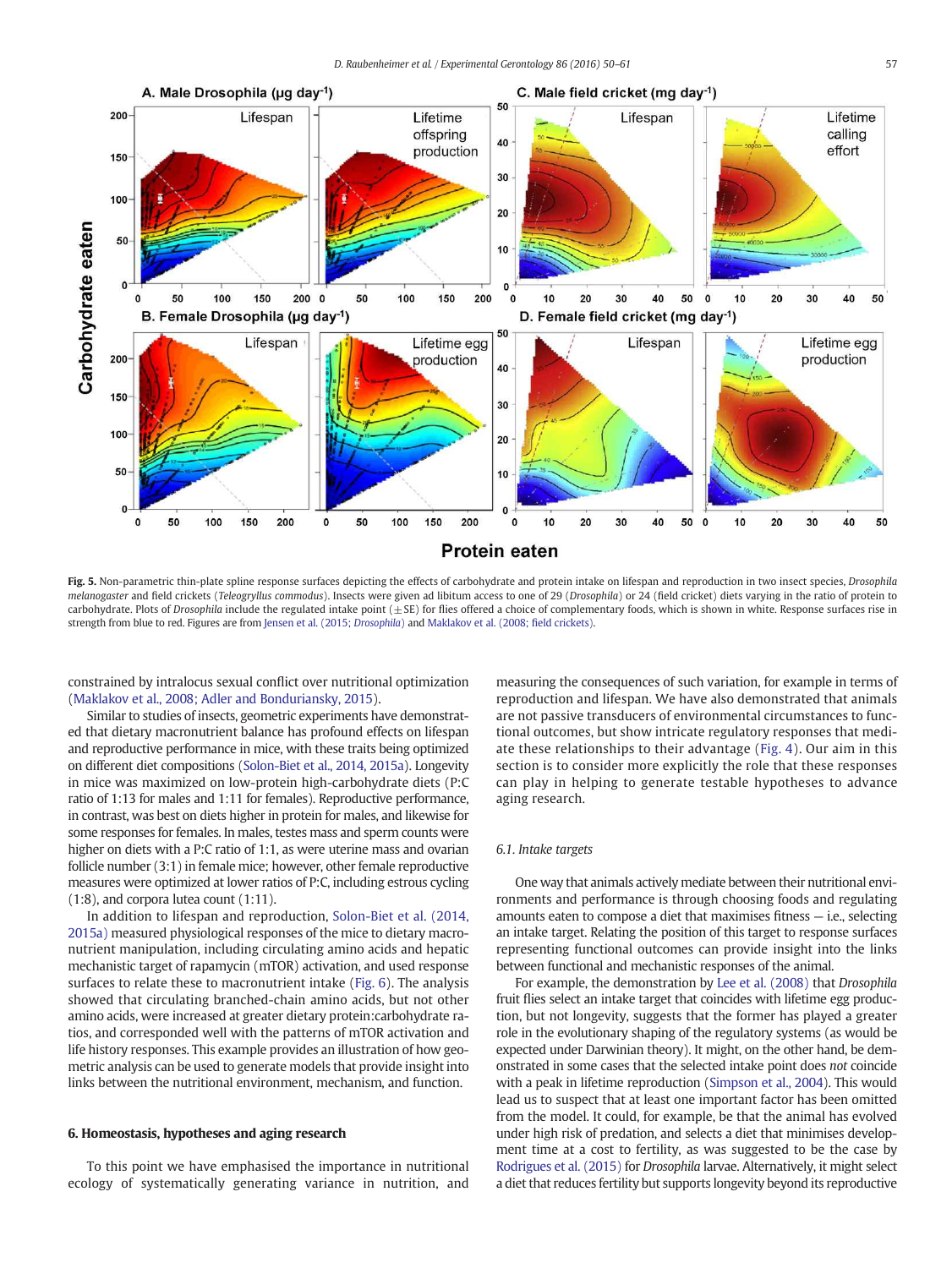**Fig. 5.** Non-parametric thin-plate spline response surfaces depicting the effects of carbohydrate and protein intake on lifespan and reproduction in two insect species, *Drosophila melanogaster* and field crickets (*Teleogryllus commodus*). Insects were given ad libitum access to one of 29 (*Drosophila*) or 24 (field cricket) diets varying in the ratio of protein to carbohydrate. Plots of *Drosophila* include the regulated intake point (±SE) for flies offered a choice of complementary foods, which is shown in white. Response surfaces rise in strength from blue to red. Figures are from Jensen et al. (2015; *Drosophila*) and Maklakov et al. (2008; field crickets).

constrained by intralocus sexual conflict over nutritional optimization (Maklakov et al., 2008; Adler and Bonduriansky, 2015).

Similar to studies of insects, geometric experiments have demonstrated that dietary macronutrient balance has profound effects on lifespan and reproductive performance in mice, with these traits being optimized on different diet compositions (Solon-Biet et al., 2014, 2015a). Longevity in mice was maximized on low-protein high-carbohydrate diets (P:C ratio of 1:13 for males and 1:11 for females). Reproductive performance, in contrast, was best on diets higher in protein for males, and likewise for some responses for females. In males, testes mass and sperm counts were higher on diets with a P:C ratio of 1:1, as were uterine mass and ovarian follicle number (3:1) in female mice; however, other female reproductive measures were optimized at lower ratios of P:C, including estrous cycling (1:8), and corpora lutea count (1:11).

In addition to lifespan and reproduction, Solon-Biet et al. (2014, 2015a) measured physiological responses of the mice to dietary macronutrient manipulation, including circulating amino acids and hepatic mechanistic target of rapamycin (mTOR) activation, and used response surfaces to relate these to macronutrient intake (Fig. 6). The analysis showed that circulating branched-chain amino acids, but not other amino acids, were increased at greater dietary protein:carbohydrate ratios, and corresponded well with the patterns of mTOR activation and life history responses. This example provides an illustration of how geometric analysis can be used to generate models that provide insight into links between the nutritional environment, mechanism, and function.

## 6. Homeostasis, hypotheses and aging research

To this point we have emphasised the importance in nutritional ecology of systematically generating variance in nutrition, and measuring the consequences of such variation, for example in terms of reproduction and lifespan. We have also demonstrated that animals are not passive transducers of environmental circumstances to functional outcomes, but show intricate regulatory responses that mediate these relationships to their advantage (Fig. 4). Our aim in this section is to consider more explicitly the role that these responses can play in helping to generate testable hypotheses to advance aging research.

### 6.1. Intake targets

One way that animals actively mediate between their nutritional environments and performance is through choosing foods and regulating amounts eaten to compose a diet that maximises fitness — i.e., selecting an intake target that maximises fitness. Relating the position of this target to response surfaces representing functional outcomes can provide insight into the links between functional and mechanistic responses of the animal.

For example, the demonstration by Lee et al. (2008) that *Drosophila* fruit flies select an intake target that coincides with lifetime egg production, but not longevity, suggests that the former has played a greater role in the evolutionary shaping of the regulatory systems (as would be expected under Darwinian theory). It might, on the other hand, be demonstrated in some cases that the selected intake point does *not* coincide with a peak in lifetime reproduction (Simpson et al., 2004). This would lead us to suspect that at least one important factor has been omitted from the model. It could, for example, be that the animal has evolved under high risk of predation, and selects a diet that minimises development time at a cost to fertility, as was suggested to be the case by Rodrigues et al. (2015) for *Drosophila* larvae. Alternatively, it might select a diet that reduces fertility but supports longevity beyond its reproductive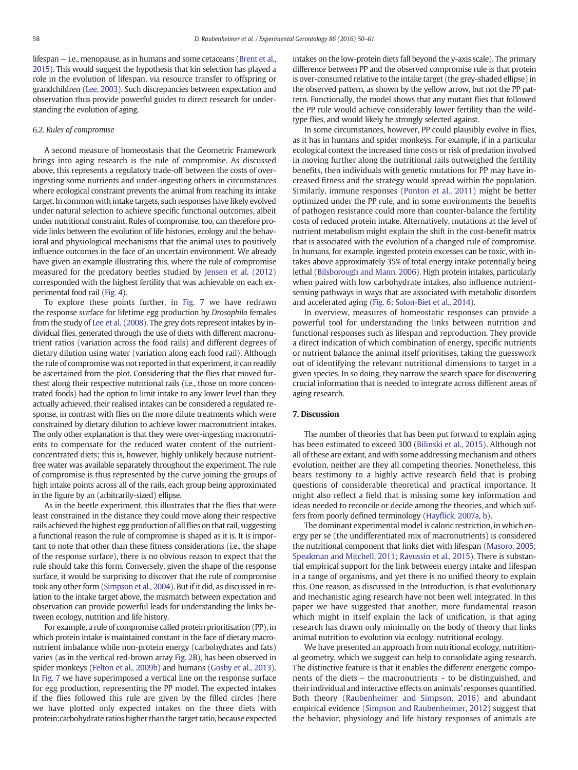lifespan — i.e., menopause, as in humans and some cetaceans (Brent et al., 2015). This would suggest the hypothesis that kin selection has played a role in the evolution of lifespan, via resource transfer to offspring or grandchildren (Lee, 2003). Such discrepancies between expectation and observation thus provide powerful guides to direct research for understanding the evolution of aging.

### 6.2. Rules of compromise

A second measure of homeostasis that the Geometric Framework brings into aging research is the rule of compromise. As discussed above, this represents a regulatory trade-off between the costs of over-ingesting some nutrients and under-ingesting others in circumstances where ecological constraint prevents the animal from reaching its intake target. In common with intake targets, such responses have likely evolved under natural selection to achieve specific functional outcomes, albeit under nutritional constraint. Rules of compromise, too, can therefore provide links between the evolution of life histories, ecology and the behavioral and physiological mechanisms that the animal uses to positively influence outcomes in the face of an uncertain environment. We already have given an example illustrating this, where the rule of compromise measured for the predatory beetles studied by Jensen et al. (2012) corresponded with the highest fertility that was achievable on each experimental food rail (Fig. 4).

To explore these points further, in Fig. 7 we have redrawn the response surface for lifetime egg production by *Drosophila* females from the study of Lee et al. (2008). The grey dots represent intakes by individual flies, generated through the use of diets with different macronutrient ratios (variation across the food rails) and different degrees of dietary dilution using water (variation along each food rail). Although the rule of compromise was not reported in that experiment, it can readily be ascertained from the plot. Considering that the flies that moved furthest along their respective nutritional rails (i.e., those on more concentrated foods) had the option to limit intake to any lower level than they actually achieved, their realised intakes can be considered a regulated response, in contrast with flies on the more dilute treatments which were constrained by dietary dilution to achieve lower macronutrient intakes. The only other explanation is that they were over-ingesting macronutrients to compensate for the reduced water content of the nutrient-concentrated diets; this is, however, highly unlikely because nutrient-free water was available separately throughout the experiment. The rule of compromise is thus represented by the curve joining the groups of high intake points across all of the rails, each group being approximated in the figure by an (arbitrarily-sized) ellipse.

As in the beetle experiment, this illustrates that the flies that were least constrained in the distance they could move along their respective rails achieved the highest egg production of all flies on that rail, suggesting a functional reason the rule of compromise is shaped as it is. It is important to note that other than these fitness considerations (i.e., the shape of the response surface), there is no obvious reason to expect that the rule should take this form. Conversely, given the shape of the response surface, it would be surprising to discover that the rule of compromise took any other form (Simpson et al., 2004). But if it did, as discussed in relation to the intake target above, the mismatch between expectation and observation can provide powerful leads for understanding the links between ecology, nutrition and life history.

For example, a rule of compromise called protein prioritisation (PP), in which protein intake is maintained constant in the face of dietary macronutrient imbalance while non-protein energy (carbohydrates and fats) varies (as in the vertical red-brown array Fig. 2B), has been observed in spider monkeys (Felton et al., 2009b) and humans (Gosby et al., 2013). In Fig. 7 we have superimposed a vertical line on the response surface for egg production, representing the PP model. The expected intakes if the flies followed this rule are given by the filled circles (here we have plotted only expected intakes on the three diets with protein:carbohydrate ratios higher than the target ratio, because expected intakes on the low-protein diets fall beyond the y-axis scale). The primary difference between PP and the observed compromise rule is that protein is over-consumed relative to the intake target (the grey-shaded ellipse) in the observed pattern, as shown by the yellow arrow, but not the PP pattern. Functionally, the model shows that any mutant flies that followed the PP rule would achieve considerably lower fertility than the wild-type flies, and would likely be strongly selected against.

In some circumstances, however, PP could plausibly evolve in flies, as it has in humans and spider monkeys. For example, if in a particular ecological context the increased time costs or risk of predation involved in moving further along the nutritional rails outweighed the fertility benefits, then individuals with genetic mutations for PP may have increased fitness and the strategy would spread within the population. Similarly, immune responses (Ponton et al., 2011) might be better optimized under the PP rule, and in some environments the benefits of pathogen resistance could more than counter-balance the fertility costs of reduced protein intake. Alternatively, mutations at the level of nutrient metabolism might explain the shift in the cost-benefit matrix that is associated with the evolution of a changed rule of compromise. In humans, for example, ingested protein excesses can be toxic, with intakes above approximately 35% of total energy intake potentially being lethal (Bilsborough and Mann, 2006). High protein intakes, particularly when paired with low carbohydrate intakes, also influence nutrient-sensing pathways in ways that are associated with metabolic disorders and accelerated aging (Fig. 6; Solon-Biet et al., 2014).

In overview, measures of homeostatic responses can provide a powerful tool for understanding the links between nutrition and functional responses such as lifespan and reproduction. They provide a direct indication of which combination of energy, specific nutrients or nutrient balance the animal itself prioritises, taking the guesswork out of identifying the relevant nutritional dimensions to target in a given species. In so doing, they narrow the search space for discovering crucial information that is needed to integrate across different areas of aging research.

## 7. Discussion

The number of theories that has been put forward to explain aging has been estimated to exceed 300 (Bilinski et al., 2015). Although not all of these are extant, and with some addressing mechanism and others evolution, neither are they all competing theories. Nonetheless, this bears testimony to a highly active research field that is probing questions of considerable theoretical and practical importance. It might also reflect a field that is missing some key information and ideas needed to reconcile or decide among the theories, and which suffers from poorly defined terminology (Hayflick, 2007a, b).

The dominant experimental model is caloric restriction, in which energy per se (the undifferentiated mix of macronutrients) is considered the nutritional component that links diet with lifespan (Masoro, 2005; Speakman and Mitchell, 2011; Ravussin et al., 2015). There is substantial empirical support for the link between energy intake and lifespan in a range of organisms, and yet there is no unified theory to explain this. One reason, as discussed in the Introduction, is that evolutionary and mechanistic aging research have not been well integrated. In this paper we have suggested that another, more fundamental reason which might in itself explain the lack of unification, is that aging research has drawn only minimally on the body of theory that links animal nutrition to evolution via ecology, nutritional ecology.

We have presented an approach from nutritional ecology, nutritional geometry, which we suggest can help to consolidate aging research. The distinctive feature is that it enables the different energetic components of the diets – the macronutrients – to be distinguished, and their individual and interactive effects on animals' responses quantified. Both theory (Raubenheimer and Simpson, 2016) and abundant empirical evidence (Simpson and Raubenheimer, 2012) suggest that the behavior, physiology and life history responses of animals are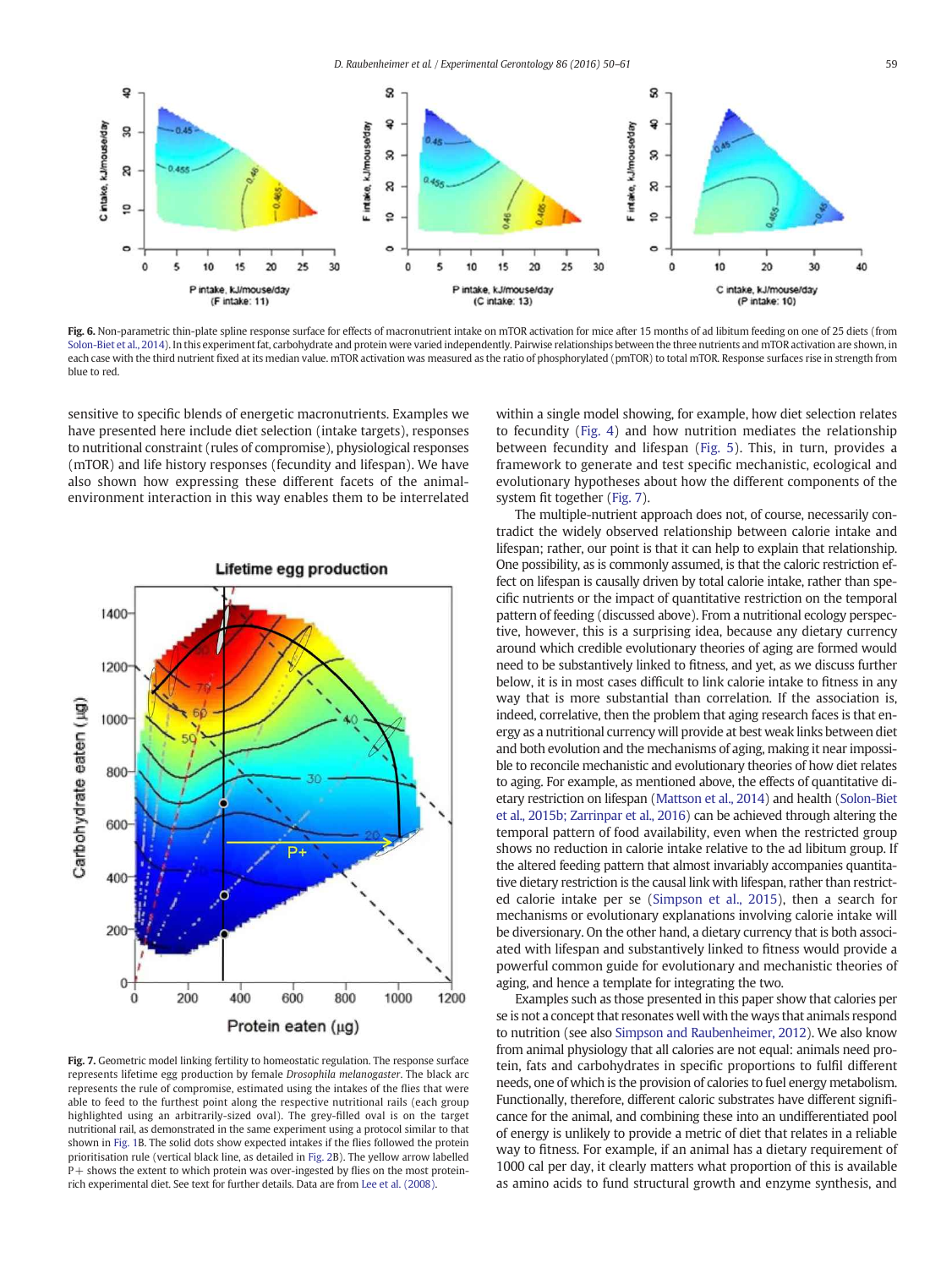**Fig. 6.** Non-parametric thin-plate spline response surface for effects of macronutrient intake on mTOR activation for mice after 15 months of ad libitum feeding on one of 25 diets (from Solon-Biet et al., 2014). In this experiment fat, carbohydrate and protein were varied independently. Pairwise relationships between the three nutrients and mTOR activation are shown, in each case with the third nutrient fixed at its median value. mTOR activation was measured as the ratio of phosphorylated (pmTOR) to total mTOR. Response surfaces rise in strength from blue to red.

sensitive to specific blends of energetic macronutrients. Examples we have presented here include diet selection (intake targets), responses to nutritional constraint (rules of compromise), physiological responses (mTOR) and life history responses (fecundity and lifespan). We have also shown how expressing these different facets of the animal-environment interaction in this way enables them to be interrelated within a single model showing, for example, how diet selection relates to fecundity (Fig. 4) and how nutrition mediates the relationship between fecundity and lifespan (Fig. 5). This, in turn, provides a framework to generate and test specific mechanistic, ecological and evolutionary hypotheses about how the different components of the system fit together (Fig. 7).

**Fig. 7.** Geometric model linking fertility to homeostatic regulation. The response surface represents lifetime egg production by female *Drosophila melanogaster*. The black arc represents the rule of compromise, estimated using the intakes of the flies that were able to feed to the furthest point along the respective nutritional rails (each group highlighted using an arbitrarily-sized oval). The grey-filled oval is on the target nutritional rail, as demonstrated in the same experiment using a protocol similar to that shown in Fig. 1B. The solid dots show expected intakes if the flies followed the protein prioritisation rule (vertical black line, as detailed in Fig. 2B). The yellow arrow labelled P+ shows the extent to which protein was over-ingested by flies on the most protein-rich experimental diet. See text for further details. Data are from Lee et al. (2008).

The multiple-nutrient approach does not, of course, necessarily contradict the widely observed relationship between calorie intake and lifespan; rather, our point is that it can help to explain that relationship. One possibility, as is commonly assumed, is that the caloric restriction effect on lifespan is causally driven by total calorie intake, rather than specific nutrients or the impact of quantitative restriction on the temporal pattern of feeding (discussed above). From a nutritional ecology perspective, however, this is a surprising idea, because any dietary currency around which credible evolutionary theories of aging are formed would need to be substantively linked to fitness, and yet, as we discuss further below, it is in most cases difficult to link calorie intake to fitness in any way that is more substantial than correlation. If the association is, indeed, correlative, then the problem that aging research faces is that energy as a nutritional currency will provide at best weak links between diet and both evolution and the mechanisms of aging, making it near impossible to reconcile mechanistic and evolutionary theories of how diet relates to aging. For example, as mentioned above, the effects of quantitative dietary restriction on lifespan (Mattson et al., 2014) and health (Solon-Biet et al., 2015b; Zarrinpar et al., 2016) can be achieved through altering the temporal pattern of food availability, even when the restricted group shows no reduction in calorie intake relative to the ad libitum group. If the altered feeding pattern that almost invariably accompanies quantitative dietary restriction is the causal link with lifespan, rather than restricted calorie intake per se (Simpson et al., 2015), then a search for mechanisms or evolutionary explanations involving calorie intake will be diversionary. On the other hand, a dietary currency that is both associated with lifespan and substantively linked to fitness would provide a powerful common guide for evolutionary and mechanistic theories of aging, and hence a template for integrating the two.

Examples such as those presented in this paper show that calories per se is not a concept that resonates well with the ways that animals respond to nutrition (see also Simpson and Raubenheimer, 2012). We also know from animal physiology that all calories are not equal: animals need protein, fats and carbohydrates in specific proportions to fulfil different needs, one of which is the provision of calories to fuel energy metabolism. Functionally, therefore, different caloric substrates have different significance for the animal, and combining these into an undifferentiated pool of energy is unlikely to provide a metric of diet that relates in a reliable way to fitness. For example, if an animal has a dietary requirement of 1000 cal per day, it clearly matters what proportion of this is available as amino acids to fund structural growth and enzyme synthesis, and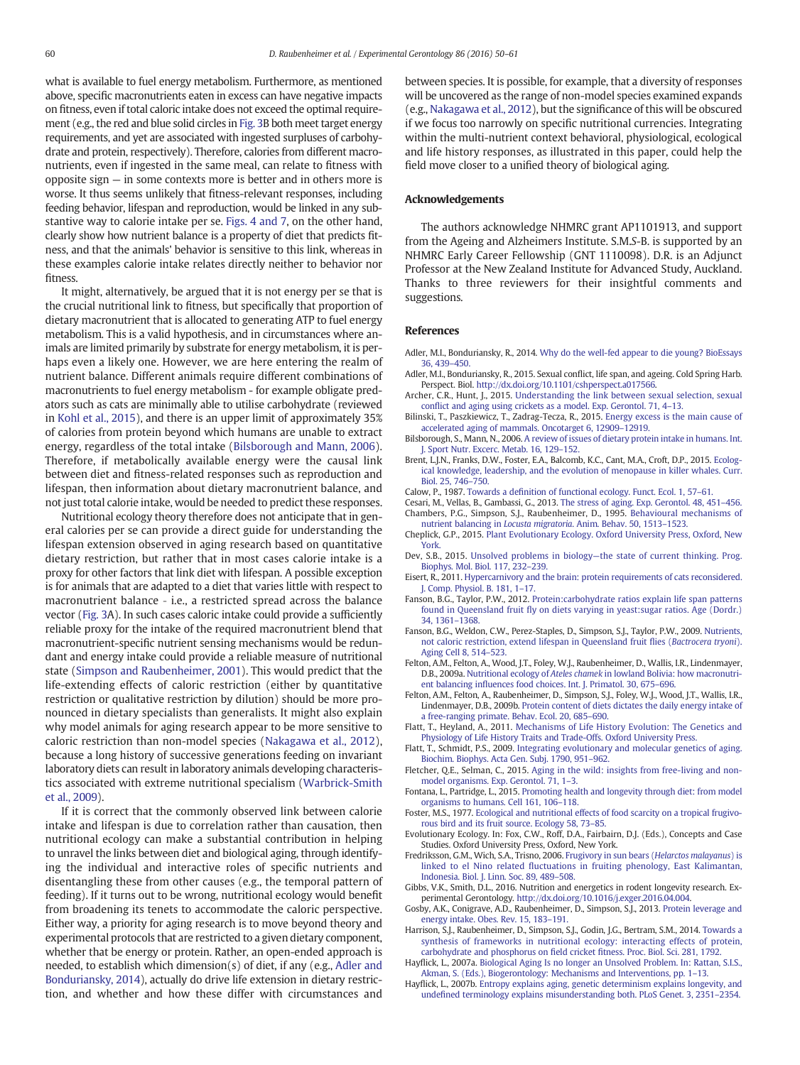what is available to fuel energy metabolism. Furthermore, as mentioned above, specific macronutrients eaten in excess can have negative impacts on fitness, even if total caloric intake does not exceed the optimal requirement (e.g., the red and blue solid circles in Fig. 3B both meet target energy requirements, and yet are associated with ingested surpluses of carbohydrate and protein, respectively). Therefore, calories from different macronutrients, even if ingested in the same meal, can relate to fitness with opposite sign — in some contexts more is better and in others more is worse. It thus seems unlikely that fitness-relevant responses, including feeding behavior, lifespan and reproduction, would be linked in any substantive way to calorie intake per se. Figs. 4 and 7, on the other hand, clearly show how nutrient balance is a property of diet that predicts fitness, and that the animals' behavior is sensitive to this link, whereas in these examples calorie intake relates directly neither to behavior nor fitness.

It might, alternatively, be argued that it is not energy per se that is the crucial nutritional link to fitness, but specifically that proportion of dietary macronutrient that is allocated to generating ATP to fuel energy metabolism. This is a valid hypothesis, and in circumstances where animals are limited primarily by substrate for energy metabolism, it is perhaps even a likely one. However, we are here entering the realm of nutrient balance. Different animals require different combinations of macronutrients to fuel energy metabolism - for example obligate predators such as cats are minimally able to utilise carbohydrate (reviewed in Kohl et al., 2015), and there is an upper limit of approximately 35% of calories from protein beyond which humans are unable to extract energy, regardless of the total intake (Bilsborough and Mann, 2006). Therefore, if metabolically available energy were the causal link between diet and fitness-related responses such as reproduction and lifespan, then information about dietary macronutrient balance, and not just total calorie intake, would be needed to predict these responses.

Nutritional ecology theory therefore does not anticipate that in general calories per se can provide a direct guide for understanding the lifespan extension observed in aging research based on quantitative dietary restriction, but rather that in most cases calorie intake is a proxy for other factors that link diet with lifespan. A possible exception is for animals that are adapted to a diet that varies little with respect to macronutrient balance - i.e., a restricted spread across the balance vector (Fig. 3A). In such cases caloric intake could provide a sufficiently reliable proxy for the intake of the required macronutrient blend that macronutrient-specific nutrient sensing mechanisms would be redundant and energy intake could provide a reliable measure of nutritional state (Simpson and Raubenheimer, 2001). This would predict that the life-extending effects of caloric restriction (either by quantitative restriction or qualitative restriction by dilution) should be more pronounced in dietary specialists than generalists. It might also explain why model animals for aging research appear to be more sensitive to caloric restriction than non-model species (Nakagawa et al., 2012), because a long history of successive generations feeding on invariant laboratory diets can result in laboratory animals developing characteristics associated with extreme nutritional specialism (Warbrick-Smith et al., 2009).

If it is correct that the commonly observed link between calorie intake and lifespan is due to correlation rather than causation, then nutritional ecology can make a substantial contribution in helping to unravel the links between diet and biological aging, through identifying the individual and interactive roles of specific nutrients and disentangling these from other causes (e.g., the temporal pattern of feeding). If it turns out to be wrong, nutritional ecology would benefit from broadening its tenets to accommodate the caloric perspective. Either way, a priority for aging research is to move beyond theory and experimental protocols that are restricted to a given dietary component, whether that be energy or protein. Rather, an open-ended approach is needed, to establish which dimension(s) of diet, if any (e.g., Adler and Bonduriansky, 2014), actually do drive life extension in dietary restriction, and whether and how these differ with circumstances and between species. It is possible, for example, that a diversity of responses will be uncovered as the range of non-model species examined expands (e.g., Nakagawa et al., 2012), but the significance of this will be obscured if we focus too narrowly on specific nutritional currencies. Integrating within the multi-nutrient context behavioral, physiological, ecological and life history responses, as illustrated in this paper, could help the field move closer to a unified theory of biological aging.

## Acknowledgements

The authors acknowledge NHMRC grant AP1101913, and support from the Ageing and Alzheimers Institute. S.M.S-B. is supported by an NHMRC Early Career Fellowship (GNT 1110098). D.R. is an Adjunct Professor at the New Zealand Institute for Advanced Study, Auckland. Thanks to three reviewers for their insightful comments and suggestions.

## References

Adler, M.I., Bonduriansky, R., 2014. Why do the well-fed appear to die young? BioEssays 36, 439–450.

Adler, M.I., Bonduriansky, R., 2015. Sexual conflict, life span, and ageing. Cold Spring Harb. Perspect. Biol. http://dx.doi.org/10.1101/cshperspect.a017566.

Archer, C.R., Hunt, J., 2015. Understanding the link between sexual selection, sexual conflict and aging using crickets as a model. Exp. Gerontol. 71, 4–13.

Bilinski, T., Paszkiewicz, T., Zadrag-Tecza, R., 2015. Energy excess is the main cause of accelerated aging of mammals. Oncotarget 6, 12909–12919.

Bilsborough, S., Mann, N., 2006. A review of issues of dietary protein intake in humans. Int. J. Sport Nutr. Excerc. Metab. 16, 129–152.

Brent, L.J.N., Franks, D.W., Foster, E.A., Balcomb, K.C., Cant, M.A., Croft, D.P., 2015. Ecological knowledge, leadership, and the evolution of menopause in killer whales. Curr. Biol. 25, 746–750.

Calow, P., 1987. Towards a definition of functional ecology. Funct. Ecol. 1, 57–61.

Cesari, M., Vellas, B., Gambassi, G., 2013. The stress of aging. Exp. Gerontol. 48, 451–456.

Chambers, P.G., Simpson, S.J., Raubenheimer, D., 1995. Behavioural mechanisms of nutrient balancing in *Locusta migratoria*. Anim. Behav. 50, 1513–1523.

Cheplick, G.P., 2015. Plant Evolutionary Ecology. Oxford University Press, Oxford, New York.

Dev, S.B., 2015. Unsolved problems in biology—the state of current thinking. Prog. Biophys. Mol. Biol. 117, 232–239.

Eisert, R., 2011. Hypercarnivory and the brain: protein requirements of cats reconsidered. J. Comp. Physiol. B. 181, 1–17.

Fanson, B.G., Taylor, P.W., 2012. Protein:carbohydrate ratios explain life span patterns found in Queensland fruit fly on diets varying in yeast:sugar ratios. Age (Dordr.) 34, 1361–1368.

Fanson, B.G., Weldon, C.W., Perez-Staples, D., Simpson, S.J., Taylor, P.W., 2009. Nutrients, not caloric restriction, extend lifespan in Queensland fruit flies (*Bactrocera tryoni*). Aging Cell 8, 514–523.

Felton, A.M., Felton, A., Wood, J.T., Foley, W.J., Raubenheimer, D., Wallis, I.R., Lindenmayer, D.B., 2009a. Nutritional ecology of *Ateles chamek* in lowland Bolivia: how macronutrient balancing influences food choices. Int. J. Primatol. 30, 675–696.

Felton, A.M., Felton, A., Raubenheimer, D., Simpson, S.J., Foley, W.J., Wood, J.T., Wallis, I.R., Lindenmayer, D.B., 2009b. Protein content of diets dictates the daily energy intake of a free-ranging primate. Behav. Ecol. 20, 685–690.

Flatt, T., Heyland, A., 2011. Mechanisms of Life History Evolution: The Genetics and Physiology of Life History Traits and Trade-Offs. Oxford University Press.

Flatt, T., Schmidt, P.S., 2009. Integrating evolutionary and molecular genetics of aging. Biochim. Biophys. Acta Gen. Subj. 1790, 951–962.

Fletcher, Q.E., Selman, C., 2015. Aging in the wild: insights from free-living and non-model organisms. Exp. Gerontol. 71, 1–3.

Fontana, L., Partridge, L., 2015. Promoting health and longevity through diet: from model organisms to humans. Cell 161, 106–118.

Foster, M.S., 1977. Ecological and nutritional effects of food scarcity on a tropical frugivorous bird and its fruit source. Ecology 58, 73–85.

Evolutionary Ecology. In: Fox, C.W., Roff, D.A., Fairbairn, D.J. (Eds.), Concepts and Case Studies. Oxford University Press, Oxford, New York.

Fredriksson, G.M., Wich, S.A., Trisno, 2006. Frugivory in sun bears (*Helarctos malayanus*) is linked to el Nino related fluctuations in fruiting phenology, East Kalimantan, Indonesia. Biol. J. Linn. Soc. 89, 489–508.

Gibbs, V.K., Smith, D.L., 2016. Nutrition and energetics in rodent longevity research. Experimental Gerontology. http://dx.doi.org/10.1016/j.exger.2016.04.004.

Gosby, A.K., Conigrave, A.D., Raubenheimer, D., Simpson, S.J., 2013. Protein leverage and energy intake. Obes. Rev. 15, 183–191.

Harrison, S.J., Raubenheimer, D., Simpson, S.J., Godin, J.G., Bertram, S.M., 2014. Towards a synthesis of frameworks in nutritional ecology: interacting effects of protein, carbohydrate and phosphorus on field cricket fitness. Proc. Biol. Sci. 281, 1792.

Hayflick, L., 2007a. Biological Aging Is no longer an Unsolved Problem. In: Rattan, S.I.S., Akman, S. (Eds.), Biogerontology: Mechanisms and Interventions, pp. 1–13.

Hayflick, L., 2007b. Entropy explains aging, genetic determinism explains longevity, and undefined terminology explains misunderstanding both. PLoS Genet. 3, 2351–2354.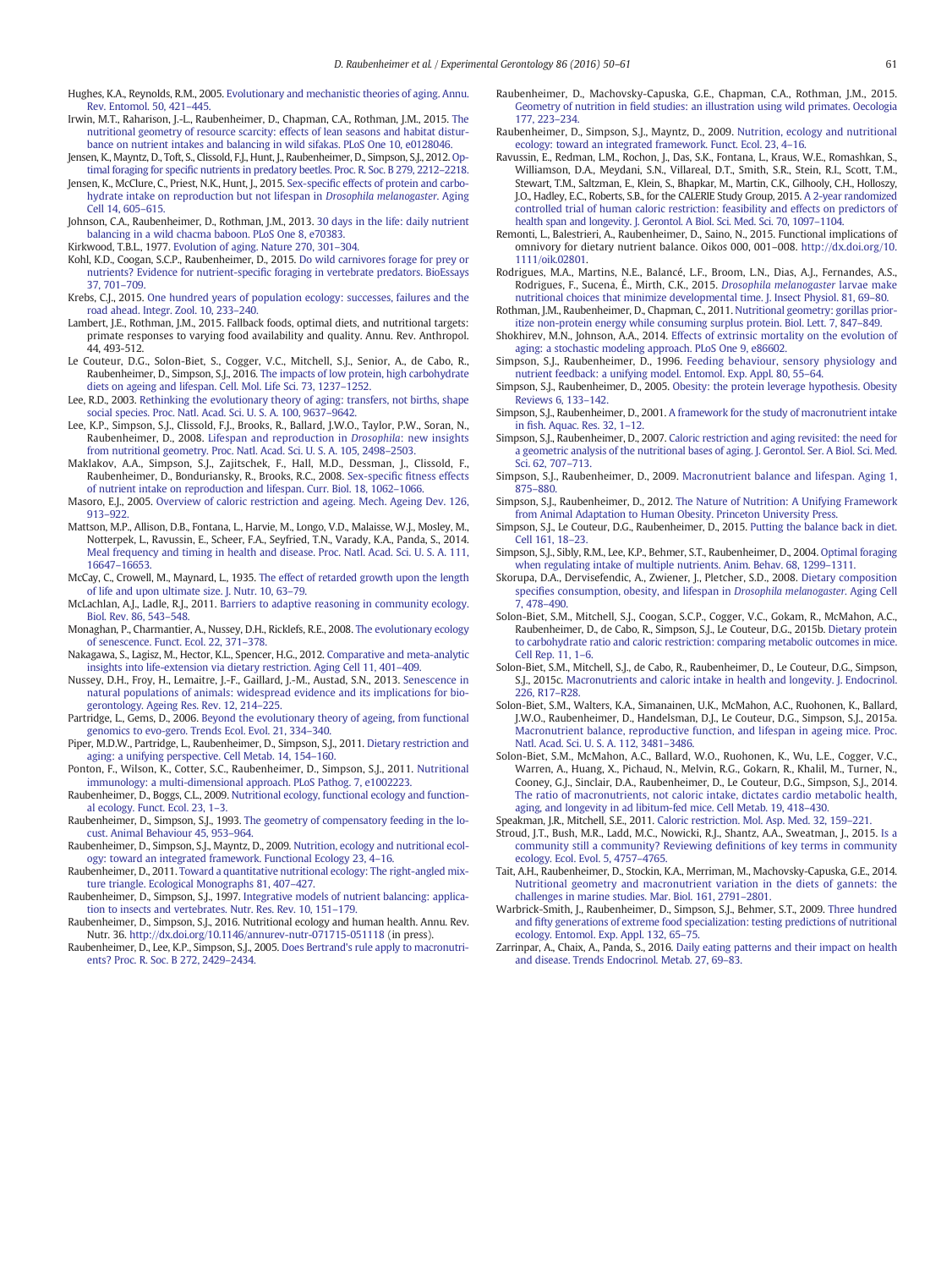Hughes, K.A., Reynolds, R.M., 2005. Evolutionary and mechanistic theories of aging. Annu. Rev. Entomol. 50, 421–445.

Irwin, M.T., Raharison, J.-L., Raubenheimer, D., Chapman, C.A., Rothman, J.M., 2015. The nutritional geometry of resource scarcity: effects of lean seasons and habitat disturbance on nutrient intakes and balancing in wild sifakas. PLoS One 10, e0128046.

Jensen, K., Mayntz, D., Toft, S., Clissold, F.J., Hunt, J., Raubenheimer, D., Simpson, S.J., 2012. Optimal foraging for specific nutrients in predatory beetles. Proc. R. Soc. B 279, 2212–2218.

Jensen, K., McClure, C., Priest, N.K., Hunt, J., 2015. Sex-specific effects of protein and carbohydrate intake on reproduction but not lifespan in *Drosophila melanogaster*. Aging Cell 14, 605–615.

Johnson, C.A., Raubenheimer, D., Rothman, J.M., 2013. 30 days in the life: daily nutrient balancing in a wild chacma baboon. PLoS One 8, e70383.

Kirkwood, T.B.L., 1977. Evolution of aging. Nature 270, 301–304.

Kohl, K.D., Coogan, S.C.P., Raubenheimer, D., 2015. Do wild carnivores forage for prey or nutrients? Evidence for nutrient-specific foraging in vertebrate predators. BioEssays 37, 701–709.

Krebs, C.J., 2015. One hundred years of population ecology: successes, failures and the road ahead. Integr. Zool. 10, 233–240.

Lambert, J.E., Rothman, J.M., 2015. Fallback foods, optimal diets, and nutritional targets: primate responses to varying food availability and quality. Annu. Rev. Anthropol. 44, 493-512.

Le Couteur, D.G., Solon-Biet, S., Cogger, V.C., Mitchell, S.J., Senior, A., de Cabo, R., Raubenheimer, D., Simpson, S.J., 2016. The impacts of low protein, high carbohydrate diets on ageing and lifespan. Cell. Mol. Life Sci. 73, 1237–1252.

Lee, R.D., 2003. Rethinking the evolutionary theory of aging: transfers, not births, shape social species. Proc. Natl. Acad. Sci. U. S. A. 100, 9637–9642.

Lee, K.P., Simpson, S.J., Clissold, F.J., Brooks, R., Ballard, J.W.O., Taylor, P.W., Soran, N., Raubenheimer, D., 2008. Lifespan and reproduction in *Drosophila*: new insights from nutritional geometry. Proc. Natl. Acad. Sci. U. S. A. 105, 2498–2503.

Maklakov, A.A., Simpson, S.J., Zajitschek, F., Hall, M.D., Dessman, J., Clissold, F., Raubenheimer, D., Bonduriansky, R., Brooks, R.C., 2008. Sex-specific fitness effects of nutrient intake on reproduction and lifespan. Curr. Biol. 18, 1062–1066.

Masoro, E.J., 2005. Overview of caloric restriction and ageing. Mech. Ageing Dev. 126, 913–922.

Mattson, M.P., Allison, D.B., Fontana, L., Harvie, M., Longo, V.D., Malaisse, W.J., Mosley, M., Notterpek, L., Ravussin, E., Scheer, F.A., Seyfried, T.N., Varady, K.A., Panda, S., 2014. Meal frequency and timing in health and disease. Proc. Natl. Acad. Sci. U. S. A. 111, 16647–16653.

McCay, C., Crowell, M., Maynard, L., 1935. The effect of retarded growth upon the length of life and upon ultimate size. J. Nutr. 10, 63–79.

McLachlan, A.J., Ladle, R.J., 2011. Barriers to adaptive reasoning in community ecology. Biol. Rev. 86, 543–548.

Monaghan, P., Charmantier, A., Nussey, D.H., Ricklefs, R.E., 2008. The evolutionary ecology of senescence. Funct. Ecol. 22, 371–378.

Nakagawa, S., Lagisz, M., Hector, K.L., Spencer, H.G., 2012. Comparative and meta-analytic insights into life-extension via dietary restriction. Aging Cell 11, 401–409.

Nussey, D.H., Froy, H., Lemaitre, J.-F., Gaillard, J.-M., Austad, S.N., 2013. Senescence in natural populations of animals: widespread evidence and its implications for bio-gerontology. Ageing Res. Rev. 12, 214–225.

Partridge, L., Gems, D., 2006. Beyond the evolutionary theory of ageing, from functional genomics to evo-gero. Trends Ecol. Evol. 21, 334–340.

Piper, M.D.W., Partridge, L., Raubenheimer, D., Simpson, S.J., 2011. Dietary restriction and aging: a unifying perspective. Cell Metab. 14, 154–160.

Ponton, F., Wilson, K., Cotter, S.C., Raubenheimer, D., Simpson, S.J., 2011. Nutritional immunology: a multi-dimensional approach. PLoS Pathog. 7, e1002223.

Raubenheimer, D., Boggs, C.L., 2009. Nutritional ecology, functional ecology and functional ecology. Funct. Ecol. 23, 1–3.

Raubenheimer, D., Simpson, S.J., 1993. The geometry of compensatory feeding in the locust. Animal Behaviour 45, 953–964.

Raubenheimer, D., Simpson, S.J., Mayntz, D., 2009. Nutrition, ecology and nutritional ecology: toward an integrated framework. Functional Ecology 23, 4–16.

Raubenheimer, D., 2011. Toward a quantitative nutritional ecology: The right-angled mixture triangle. Ecological Monographs 81, 407–427.

Raubenheimer, D., Simpson, S.J., 1997. Integrative models of nutrient balancing: application to insects and vertebrates. Nutr. Res. Rev. 10, 151–179.

Raubenheimer, D., Simpson, S.J., 2016. Nutritional ecology and human health. Annu. Rev. Nutr. 36. http://dx.doi.org/10.1146/annurev-nutr-071715-051118 (in press).

Raubenheimer, D., Lee, K.P., Simpson, S.J., 2005. Does Bertrand's rule apply to macronutrients? Proc. R. Soc. B 272, 2429–2434.

Raubenheimer, D., Machovsky-Capuska, G.E., Chapman, C.A., Rothman, J.M., 2015. Geometry of nutrition in field studies: an illustration using wild primates. Oecologia 177, 223–234.

Raubenheimer, D., Simpson, S.J., Mayntz, D., 2009. Nutrition, ecology and nutritional ecology: toward an integrated framework. Funct. Ecol. 23, 4–16.

Ravussin, E., Redman, L.M., Rochon, J., Das, S.K., Fontana, L., Kraus, W.E., Romashkan, S., Williamson, D.A., Meydani, S.N., Villareal, D.T., Smith, S.R., Stein, R.I., Scott, T.M., Stewart, T.M., Saltzman, E., Klein, S., Bhapkar, M., Martin, C.K., Gilhooly, C.H., Holloszy, J.O., Hadley, E.C., Roberts, S.B., for the CALERIE Study Group, 2015. A 2-year randomized controlled trial of human caloric restriction: feasibility and effects on predictors of health span and longevity. J. Gerontol. A Biol. Sci. Med. Sci. 70, 1097–1104.

Remonti, L., Balestrieri, A., Raubenheimer, D., Saino, N., 2015. Functional implications of omnivory for dietary nutrient balance. Oikos 000, 001–008. http://dx.doi.org/10.1111/oik.02801.

Rodrigues, M.A., Martins, N.E., Balancé, L.F., Broom, L.N., Dias, A.J., Fernandes, A.S., Rodrigues, F., Sucena, É., Mirth, C.K., 2015. *Drosophila melanogaster* larvae make nutritional choices that minimize developmental time. J. Insect Physiol. 81, 69–80.

Rothman, J.M., Raubenheimer, D., Chapman, C., 2011. Nutritional geometry: gorillas prioritize non-protein energy while consuming surplus protein. Biol. Lett. 7, 847–849.

Shokhirev, M.N., Johnson, A.A., 2014. Effects of extrinsic mortality on the evolution of aging: a stochastic modeling approach. PLoS One 9, e86602.

Simpson, S.J., Raubenheimer, D., 1996. Feeding behaviour, sensory physiology and nutrient feedback: a unifying model. Entomol. Exp. Appl. 80, 55–64.

Simpson, S.J., Raubenheimer, D., 2005. Obesity: the protein leverage hypothesis. Obesity Reviews 6, 133–142.

Simpson, S.J., Raubenheimer, D., 2001. A framework for the study of macronutrient intake in fish. Aquac. Res. 32, 1–12.

Simpson, S.J., Raubenheimer, D., 2007. Caloric restriction and aging revisited: the need for a geometric analysis of the nutritional bases of aging. J. Gerontol. Ser. A Biol. Sci. Med. Sci. 62, 707–713.

Simpson, S.J., Raubenheimer, D., 2009. Macronutrient balance and lifespan. Aging 1, 875–880.

Simpson, S.J., Raubenheimer, D., 2012. The Nature of Nutrition: A Unifying Framework from Animal Adaptation to Human Obesity. Princeton University Press.

Simpson, S.J., Le Couteur, D.G., Raubenheimer, D., 2015. Putting the balance back in diet. Cell 161, 18–23.

Simpson, S.J., Sibly, R.M., Lee, K.P., Behmer, S.T., Raubenheimer, D., 2004. Optimal foraging when regulating intake of multiple nutrients. Anim. Behav. 68, 1299–1311.

Skorupa, D.A., Dervisefendic, A., Zwiener, J., Pletcher, S.D., 2008. Dietary composition specifies consumption, obesity, and lifespan in *Drosophila melanogaster*. Aging Cell 7, 478–490.

Solon-Biet, S.M., Mitchell, S.J., Coogan, S.C.P., Cogger, V.C., Gokam, R., McMahon, A.C., Raubenheimer, D., de Cabo, R., Simpson, S.J., Le Couteur, D.G., 2015b. Dietary protein to carbohydrate ratio and caloric restriction: comparing metabolic outcomes in mice. Cell Rep. 11, 1–6.

Solon-Biet, S.M., Mitchell, S.J., de Cabo, R., Raubenheimer, D., Le Couteur, D.G., Simpson, S.J., 2015c. Macronutrients and caloric intake in health and longevity. J. Endocrinol. 226, R17–R28.

Solon-Biet, S.M., Walters, K.A., Simanainen, U.K., McMahon, A.C., Ruohonen, K., Ballard, J.W.O., Raubenheimer, D., Handelsman, D.J., Le Couteur, D.G., Simpson, S.J., 2015a. Macronutrient balance, reproductive function, and lifespan in ageing mice. Proc. Natl. Acad. Sci. U. S. A. 112, 3481–3486.

Solon-Biet, S.M., McMahon, A.C., Ballard, W.O., Ruohonen, K., Wu, L.E., Cogger, V.C., Warren, A., Huang, X., Pichaud, N., Melvin, R.G., Gokarn, R., Khalil, M., Turner, N., Cooney, G.J., Sinclair, D.A., Raubenheimer, D., Le Couteur, D.G., Simpson, S.J., 2014. The ratio of macronutrients, not caloric intake, dictates cardio metabolic health, aging, and longevity in ad libitum-fed mice. Cell Metab. 19, 418–430.

Speakman, J.R., Mitchell, S.E., 2011. Caloric restriction. Mol. Asp. Med. 32, 159–221.

Stroud, J.T., Bush, M.R., Ladd, M.C., Nowicki, R.J., Shantz, A.A., Sweatman, J., 2015. Is a community still a community? Reviewing definitions of key terms in community ecology. Ecol. Evol. 5, 4757–4765.

Tait, A.H., Raubenheimer, D., Stockin, K.A., Merriman, M., Machovsky-Capuska, G.E., 2014. Nutritional geometry and macronutrient variation in the diets of gannets: the challenges in marine studies. Mar. Biol. 161, 2791–2801.

Warbrick-Smith, J., Raubenheimer, D., Simpson, S.J., Behmer, S.T., 2009. Three hundred and fifty generations of extreme food specialization: testing predictions of nutritional ecology. Entomol. Exp. Appl. 132, 65–75.

Zarrinpar, A., Chaix, A., Panda, S., 2016. Daily eating patterns and their impact on health and disease. Trends Endocrinol. Metab. 27, 69–83.